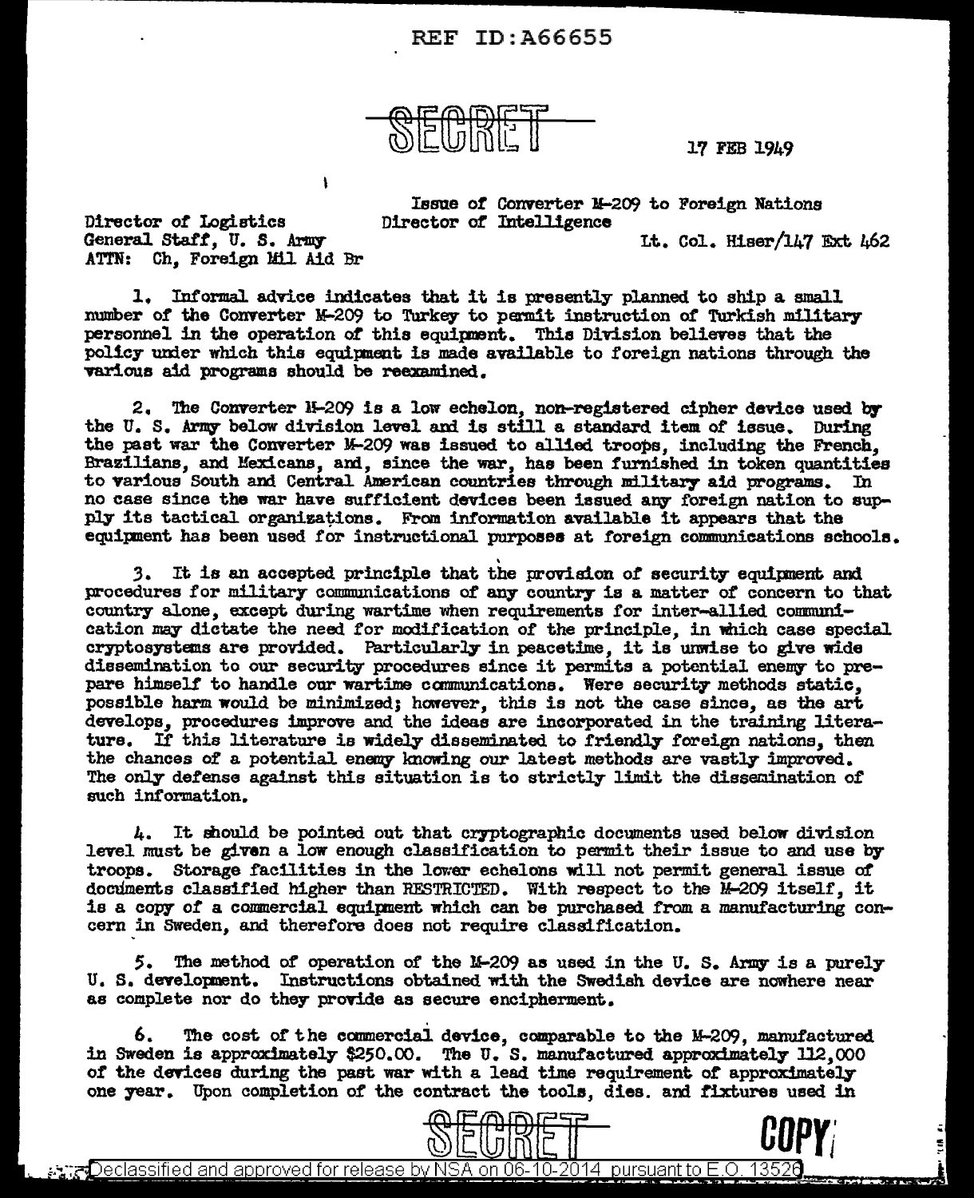REF ID:A66655

SECRET

17 FEB 1949

Director of Logistics
General Staff, U. S. Army
ATTN: Ch, Foreign Mil Aid Br

Issue of Converter M-209 to Foreign Nations
Director of Intelligence

Lt. Col. Hiser/147 Ext 462

1. Informal advice indicates that it is presently planned to ship a small number of the Converter M-209 to Turkey to permit instruction of Turkish military personnel in the operation of this equipment. This Division believes that the policy under which this equipment is made available to foreign nations through the various aid programs should be reexamined.

2. The Converter M-209 is a low echelon, non-registered cipher device used by the U. S. Army below division level and is still a standard item of issue. During the past war the Converter M-209 was issued to allied troops, including the French, Brazilians, and Mexicans, and, since the war, has been furnished in token quantities to various South and Central American countries through military aid programs. In no case since the war have sufficient devices been issued any foreign nation to supply its tactical organizations. From information available it appears that the equipment has been used for instructional purposes at foreign communications schools.

3. It is an accepted principle that the provision of security equipment and procedures for military communications of any country is a matter of concern to that country alone, except during wartime when requirements for inter-allied communication may dictate the need for modification of the principle, in which case special cryptosystems are provided. Particularly in peacetime, it is unwise to give wide dissemination to our security procedures since it permits a potential enemy to prepare himself to handle our wartime communications. Were security methods static, possible harm would be minimized; however, this is not the case since, as the art develops, procedures improve and the ideas are incorporated in the training literature. If this literature is widely disseminated to friendly foreign nations, then the chances of a potential enemy knowing our latest methods are vastly improved. The only defense against this situation is to strictly limit the dissemination of such information.

4. It should be pointed out that cryptographic documents used below division level must be given a low enough classification to permit their issue to and use by troops. Storage facilities in the lower echelons will not permit general issue of documents classified higher than RESTRICTED. With respect to the M-209 itself, it is a copy of a commercial equipment which can be purchased from a manufacturing concern in Sweden, and therefore does not require classification.

5. The method of operation of the M-209 as used in the U. S. Army is a purely U. S. development. Instructions obtained with the Swedish device are nowhere near as complete nor do they provide as secure encipherment.

6. The cost of the commercial device, comparable to the M-209, manufactured in Sweden is approximately $250.00. The U. S. manufactured approximately 112,000 of the devices during the past war with a lead time requirement of approximately one year. Upon completion of the contract the tools, dies. and fixtures used in

SECRET

COPY

Declassified and approved for release by NSA on 06-10-2014 pursuant to E.O. 13526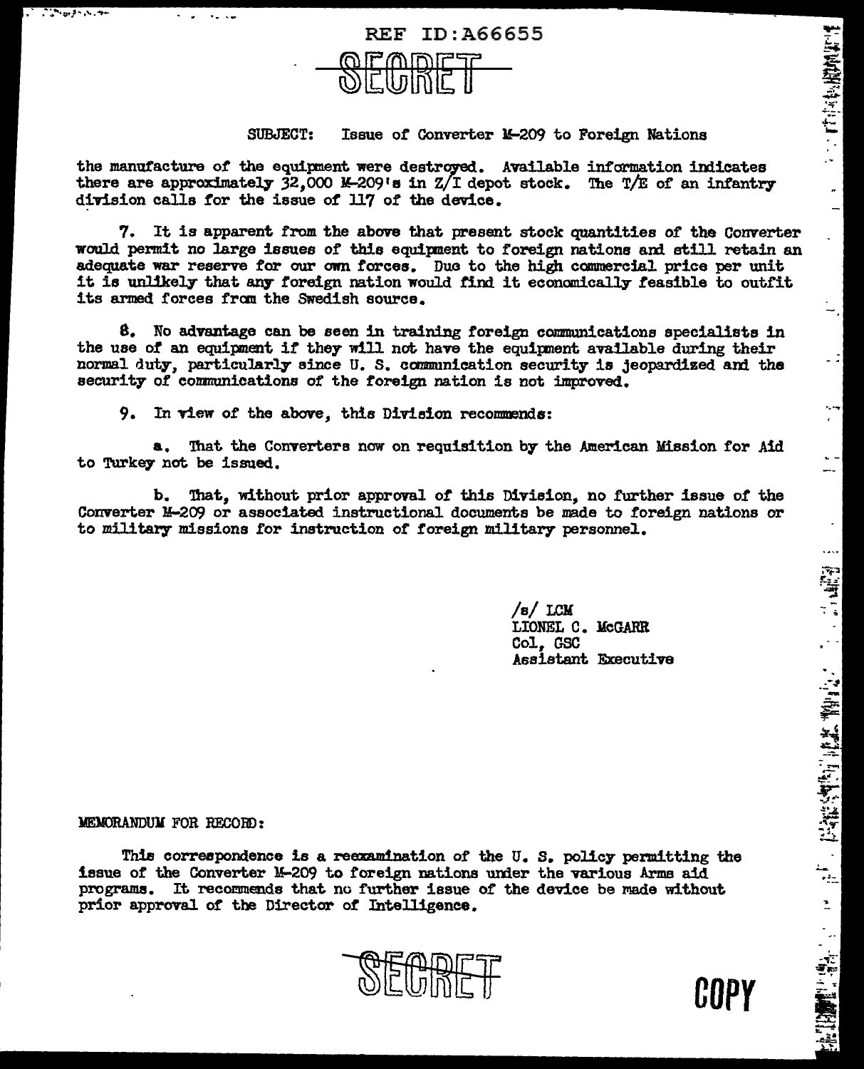REF ID:A66655

SECRET

SUBJECT: Issue of Converter M-209 to Foreign Nations

the manufacture of the equipment were destroyed. Available information indicates there are approximately 32,000 M-209's in Z/I depot stock. The T/E of an infantry division calls for the issue of 117 of the device.

7. It is apparent from the above that present stock quantities of the Converter would permit no large issues of this equipment to foreign nations and still retain an adequate war reserve for our own forces. Due to the high commercial price per unit it is unlikely that any foreign nation would find it economically feasible to outfit its armed forces from the Swedish source.

8. No advantage can be seen in training foreign communications specialists in the use of an equipment if they will not have the equipment available during their normal duty, particularly since U. S. communication security is jeopardized and the security of communications of the foreign nation is not improved.

9. In view of the above, this Division recommends:

a. That the Converters now on requisition by the American Mission for Aid to Turkey not be issued.

b. That, without prior approval of this Division, no further issue of the Converter M-209 or associated instructional documents be made to foreign nations or to military missions for instruction of foreign military personnel.

/s/ LCM
LIONEL C. McGARR
Col, GSC
Assistant Executive

MEMORANDUM FOR RECORD:

This correspondence is a reexamination of the U. S. policy permitting the issue of the Converter M-209 to foreign nations under the various Arms aid programs. It recommends that no further issue of the device be made without prior approval of the Director of Intelligence.

SECRET

COPY